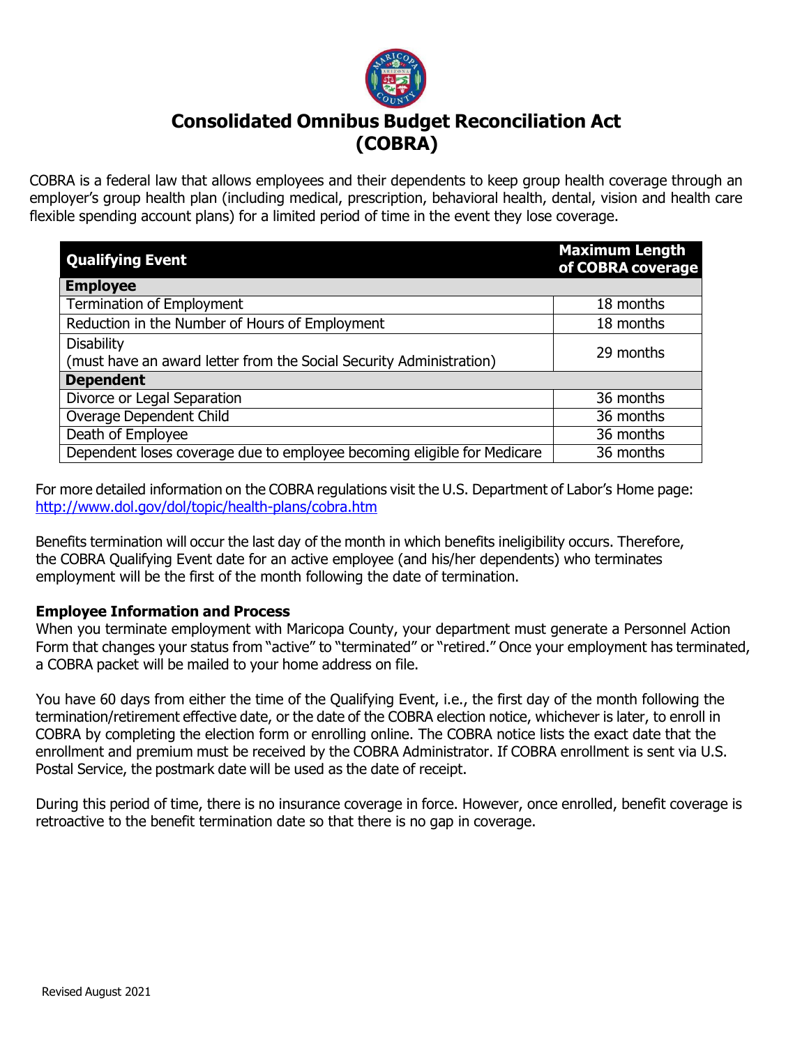# Consolidated Omnibus Budget Reconciliation Act (COBRA)

COBRA is a federal law that allows employees and their dependents to keep group health coverage through an employer's group health plan (including medical, prescription, behavioral health, dental, vision and health care flexible spending account plans) for a limited period of time in the event they lose coverage.

| Qualifying Event | Maximum Length of COBRA coverage |
|---|---|
| **Employee** | |
| Termination of Employment | 18 months |
| Reduction in the Number of Hours of Employment | 18 months |
| Disability (must have an award letter from the Social Security Administration) | 29 months |
| **Dependent** | |
| Divorce or Legal Separation | 36 months |
| Overage Dependent Child | 36 months |
| Death of Employee | 36 months |
| Dependent loses coverage due to employee becoming eligible for Medicare | 36 months |

For more detailed information on the COBRA regulations visit the U.S. Department of Labor's Home page: http://www.dol.gov/dol/topic/health-plans/cobra.htm

Benefits termination will occur the last day of the month in which benefits ineligibility occurs. Therefore, the COBRA Qualifying Event date for an active employee (and his/her dependents) who terminates employment will be the first of the month following the date of termination.

**Employee Information and Process**

When you terminate employment with Maricopa County, your department must generate a Personnel Action Form that changes your status from "active" to "terminated" or "retired." Once your employment has terminated, a COBRA packet will be mailed to your home address on file.

You have 60 days from either the time of the Qualifying Event, i.e., the first day of the month following the termination/retirement effective date, or the date of the COBRA election notice, whichever is later, to enroll in COBRA by completing the election form or enrolling online. The COBRA notice lists the exact date that the enrollment and premium must be received by the COBRA Administrator. If COBRA enrollment is sent via U.S. Postal Service, the postmark date will be used as the date of receipt.

During this period of time, there is no insurance coverage in force. However, once enrolled, benefit coverage is retroactive to the benefit termination date so that there is no gap in coverage.

Revised August 2021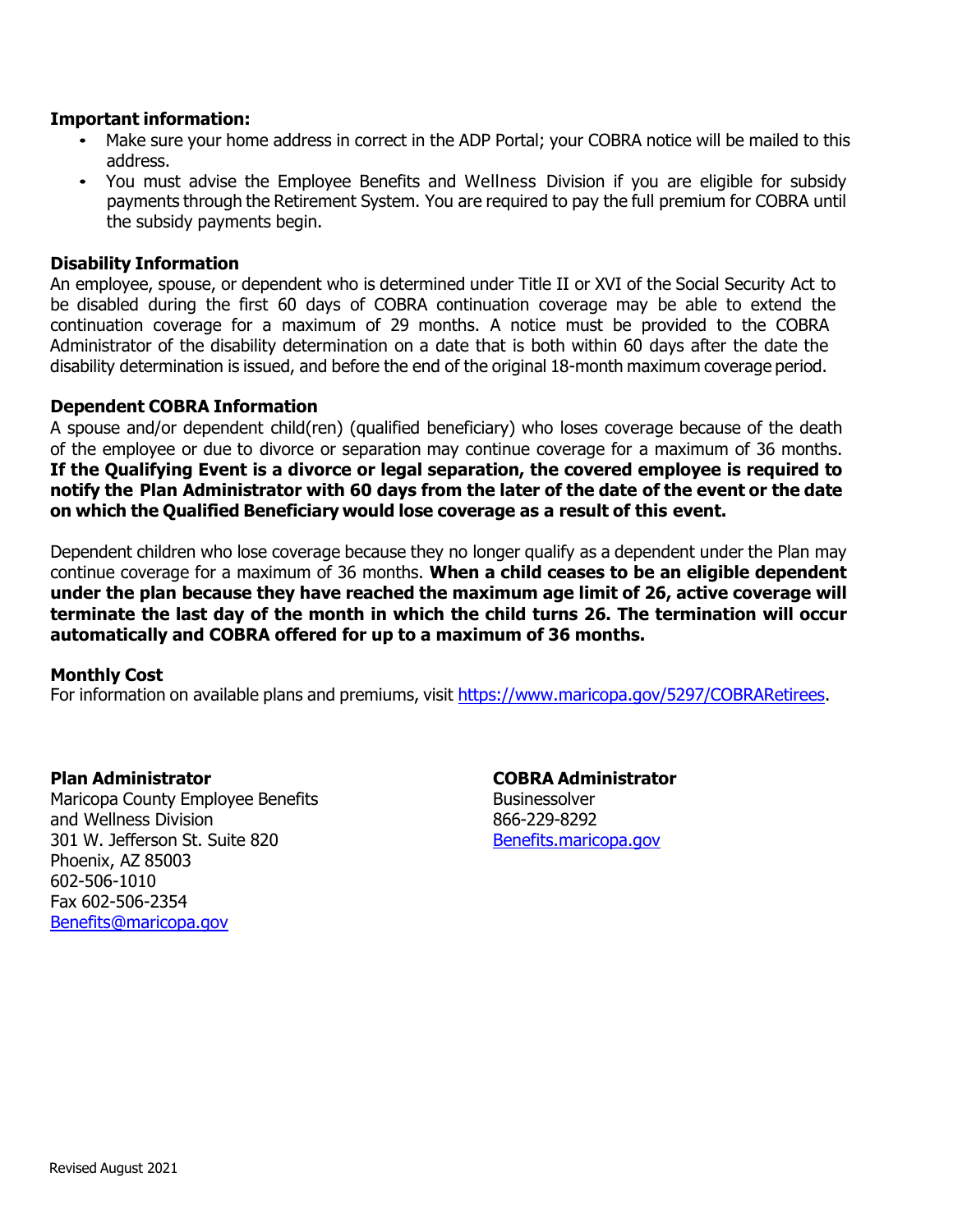**Important information:**

- Make sure your home address in correct in the ADP Portal; your COBRA notice will be mailed to this address.
- You must advise the Employee Benefits and Wellness Division if you are eligible for subsidy payments through the Retirement System. You are required to pay the full premium for COBRA until the subsidy payments begin.

**Disability Information**

An employee, spouse, or dependent who is determined under Title II or XVI of the Social Security Act to be disabled during the first 60 days of COBRA continuation coverage may be able to extend the continuation coverage for a maximum of 29 months. A notice must be provided to the COBRA Administrator of the disability determination on a date that is both within 60 days after the date the disability determination is issued, and before the end of the original 18-month maximum coverage period.

**Dependent COBRA Information**

A spouse and/or dependent child(ren) (qualified beneficiary) who loses coverage because of the death of the employee or due to divorce or separation may continue coverage for a maximum of 36 months. **If the Qualifying Event is a divorce or legal separation, the covered employee is required to notify the Plan Administrator with 60 days from the later of the date of the event or the date on which the Qualified Beneficiary would lose coverage as a result of this event.**

Dependent children who lose coverage because they no longer qualify as a dependent under the Plan may continue coverage for a maximum of 36 months. **When a child ceases to be an eligible dependent under the plan because they have reached the maximum age limit of 26, active coverage will terminate the last day of the month in which the child turns 26. The termination will occur automatically and COBRA offered for up to a maximum of 36 months.**

**Monthly Cost**

For information on available plans and premiums, visit https://www.maricopa.gov/5297/COBRARetirees.

**Plan Administrator**
Maricopa County Employee Benefits
and Wellness Division
301 W. Jefferson St. Suite 820
Phoenix, AZ 85003
602-506-1010
Fax 602-506-2354
Benefits@maricopa.gov

**COBRA Administrator**
Businessolver
866-229-8292
Benefits.maricopa.gov

Revised August 2021